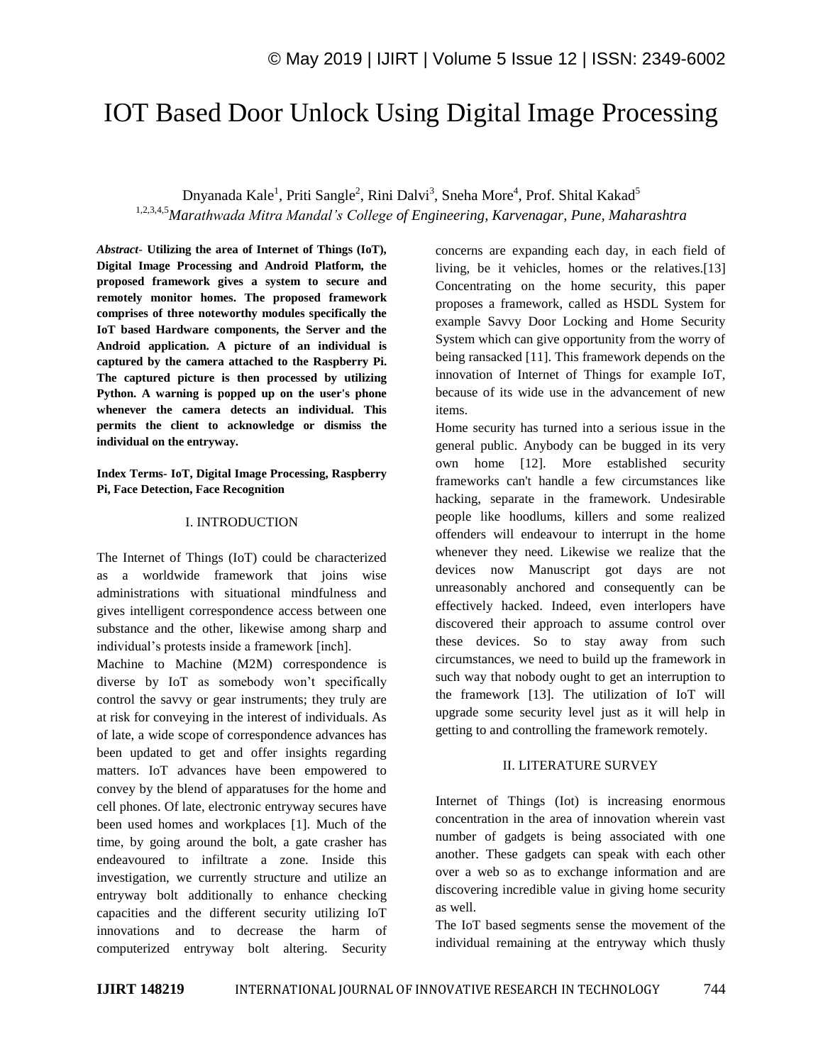# IOT Based Door Unlock Using Digital Image Processing

Dnyanada Kale[1], Priti Sangle[2], Rini Dalvi[3], Sneha More[4], Prof. Shital Kakad[5]

[1,2,3,4,5]*Marathwada Mitra Mandal's College of Engineering, Karvenagar, Pune, Maharashtra*

***Abstract-*** **Utilizing the area of Internet of Things (IoT), Digital Image Processing and Android Platform, the proposed framework gives a system to secure and remotely monitor homes. The proposed framework comprises of three noteworthy modules specifically the IoT based Hardware components, the Server and the Android application. A picture of an individual is captured by the camera attached to the Raspberry Pi. The captured picture is then processed by utilizing Python. A warning is popped up on the user's phone whenever the camera detects an individual. This permits the client to acknowledge or dismiss the individual on the entryway.**

**Index Terms- IoT, Digital Image Processing, Raspberry Pi, Face Detection, Face Recognition**

## I. INTRODUCTION

The Internet of Things (IoT) could be characterized as a worldwide framework that joins wise administrations with situational mindfulness and gives intelligent correspondence access between one substance and the other, likewise among sharp and individual's protests inside a framework [inch].

Machine to Machine (M2M) correspondence is diverse by IoT as somebody won't specifically control the savvy or gear instruments; they truly are at risk for conveying in the interest of individuals. As of late, a wide scope of correspondence advances has been updated to get and offer insights regarding matters. IoT advances have been empowered to convey by the blend of apparatuses for the home and cell phones. Of late, electronic entryway secures have been used homes and workplaces [1]. Much of the time, by going around the bolt, a gate crasher has endeavoured to infiltrate a zone. Inside this investigation, we currently structure and utilize an entryway bolt additionally to enhance checking capacities and the different security utilizing IoT innovations and to decrease the harm of computerized entryway bolt altering. Security concerns are expanding each day, in each field of living, be it vehicles, homes or the relatives.[13] Concentrating on the home security, this paper proposes a framework, called as HSDL System for example Savvy Door Locking and Home Security System which can give opportunity from the worry of being ransacked [11]. This framework depends on the innovation of Internet of Things for example IoT, because of its wide use in the advancement of new items.

Home security has turned into a serious issue in the general public. Anybody can be bugged in its very own home [12]. More established security frameworks can't handle a few circumstances like hacking, separate in the framework. Undesirable people like hoodlums, killers and some realized offenders will endeavour to interrupt in the home whenever they need. Likewise we realize that the devices now Manuscript got days are not unreasonably anchored and consequently can be effectively hacked. Indeed, even interlopers have discovered their approach to assume control over these devices. So to stay away from such circumstances, we need to build up the framework in such way that nobody ought to get an interruption to the framework [13]. The utilization of IoT will upgrade some security level just as it will help in getting to and controlling the framework remotely.

## II. LITERATURE SURVEY

Internet of Things (Iot) is increasing enormous concentration in the area of innovation wherein vast number of gadgets is being associated with one another. These gadgets can speak with each other over a web so as to exchange information and are discovering incredible value in giving home security as well.

The IoT based segments sense the movement of the individual remaining at the entryway which thusly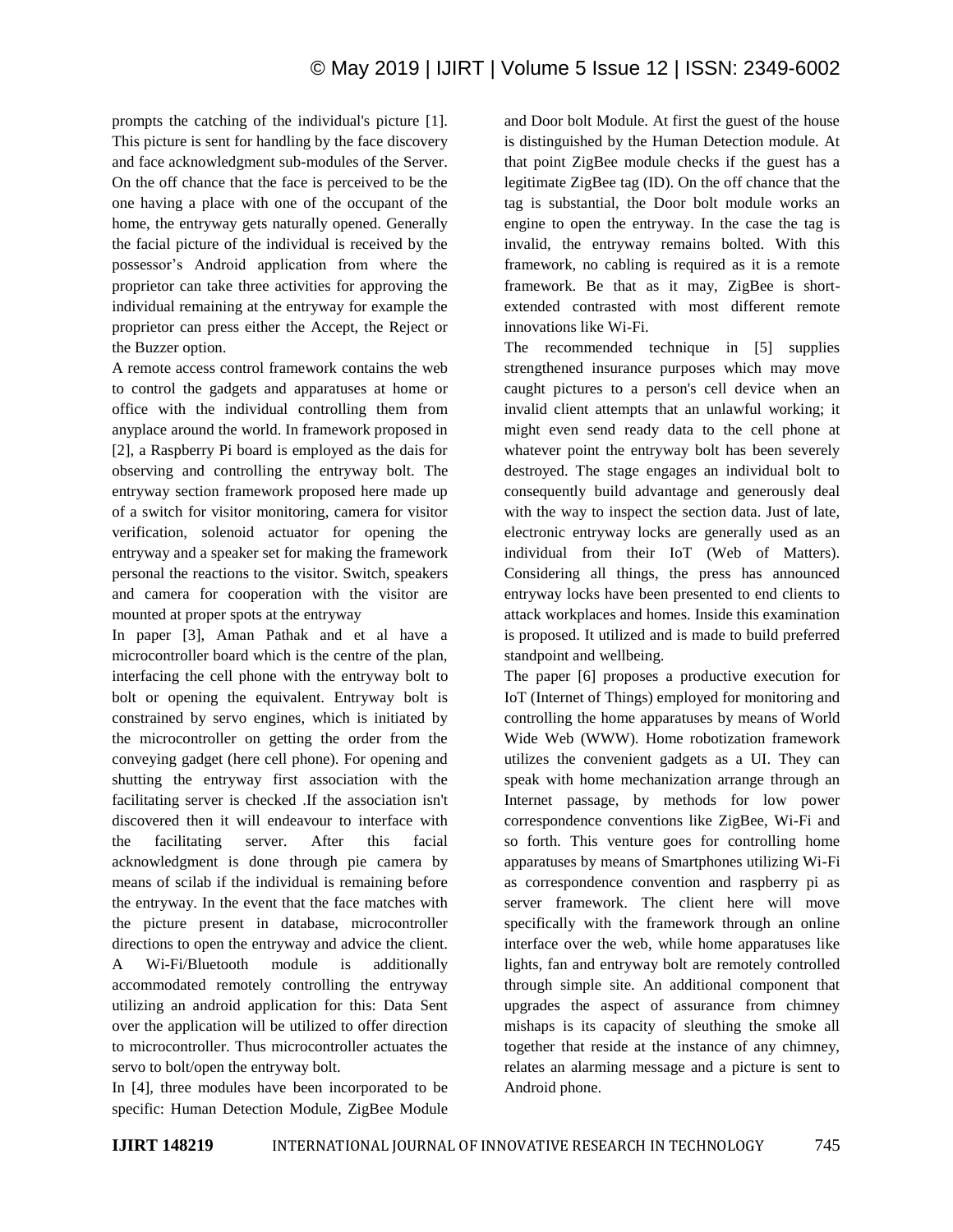prompts the catching of the individual's picture [1]. This picture is sent for handling by the face discovery and face acknowledgment sub-modules of the Server. On the off chance that the face is perceived to be the one having a place with one of the occupant of the home, the entryway gets naturally opened. Generally the facial picture of the individual is received by the possessor's Android application from where the proprietor can take three activities for approving the individual remaining at the entryway for example the proprietor can press either the Accept, the Reject or the Buzzer option.

A remote access control framework contains the web to control the gadgets and apparatuses at home or office with the individual controlling them from anyplace around the world. In framework proposed in [2], a Raspberry Pi board is employed as the dais for observing and controlling the entryway bolt. The entryway section framework proposed here made up of a switch for visitor monitoring, camera for visitor verification, solenoid actuator for opening the entryway and a speaker set for making the framework personal the reactions to the visitor. Switch, speakers and camera for cooperation with the visitor are mounted at proper spots at the entryway

In paper [3], Aman Pathak and et al have a microcontroller board which is the centre of the plan, interfacing the cell phone with the entryway bolt to bolt or opening the equivalent. Entryway bolt is constrained by servo engines, which is initiated by the microcontroller on getting the order from the conveying gadget (here cell phone). For opening and shutting the entryway first association with the facilitating server is checked .If the association isn't discovered then it will endeavour to interface with the facilitating server. After this facial acknowledgment is done through pie camera by means of scilab if the individual is remaining before the entryway. In the event that the face matches with the picture present in database, microcontroller directions to open the entryway and advice the client. A Wi-Fi/Bluetooth module is additionally accommodated remotely controlling the entryway utilizing an android application for this: Data Sent over the application will be utilized to offer direction to microcontroller. Thus microcontroller actuates the servo to bolt/open the entryway bolt.

In [4], three modules have been incorporated to be specific: Human Detection Module, ZigBee Module and Door bolt Module. At first the guest of the house is distinguished by the Human Detection module. At that point ZigBee module checks if the guest has a legitimate ZigBee tag (ID). On the off chance that the tag is substantial, the Door bolt module works an engine to open the entryway. In the case the tag is invalid, the entryway remains bolted. With this framework, no cabling is required as it is a remote framework. Be that as it may, ZigBee is short-extended contrasted with most different remote innovations like Wi-Fi.

The recommended technique in [5] supplies strengthened insurance purposes which may move caught pictures to a person's cell device when an invalid client attempts that an unlawful working; it might even send ready data to the cell phone at whatever point the entryway bolt has been severely destroyed. The stage engages an individual bolt to consequently build advantage and generously deal with the way to inspect the section data. Just of late, electronic entryway locks are generally used as an individual from their IoT (Web of Matters). Considering all things, the press has announced entryway locks have been presented to end clients to attack workplaces and homes. Inside this examination is proposed. It utilized and is made to build preferred standpoint and wellbeing.

The paper [6] proposes a productive execution for IoT (Internet of Things) employed for monitoring and controlling the home apparatuses by means of World Wide Web (WWW). Home robotization framework utilizes the convenient gadgets as a UI. They can speak with home mechanization arrange through an Internet passage, by methods for low power correspondence conventions like ZigBee, Wi-Fi and so forth. This venture goes for controlling home apparatuses by means of Smartphones utilizing Wi-Fi as correspondence convention and raspberry pi as server framework. The client here will move specifically with the framework through an online interface over the web, while home apparatuses like lights, fan and entryway bolt are remotely controlled through simple site. An additional component that upgrades the aspect of assurance from chimney mishaps is its capacity of sleuthing the smoke all together that reside at the instance of any chimney, relates an alarming message and a picture is sent to Android phone.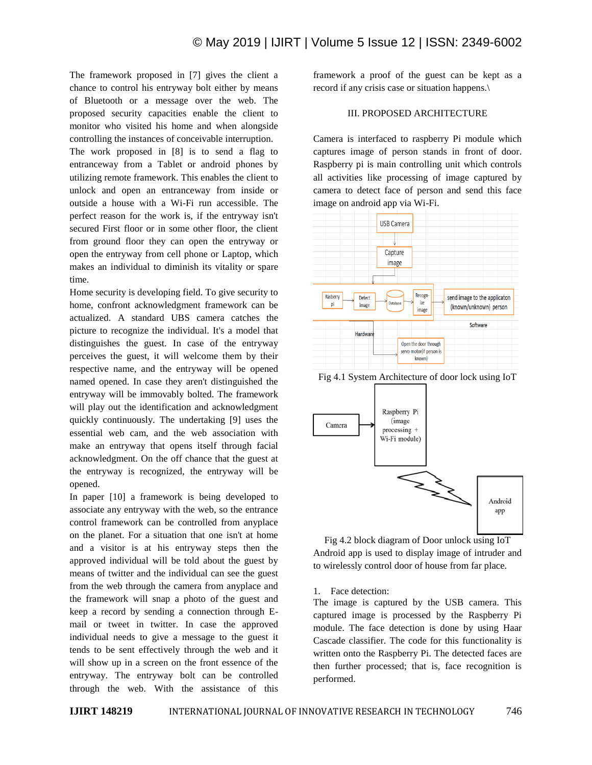The framework proposed in [7] gives the client a chance to control his entryway bolt either by means of Bluetooth or a message over the web. The proposed security capacities enable the client to monitor who visited his home and when alongside controlling the instances of conceivable interruption.

The work proposed in [8] is to send a flag to entranceway from a Tablet or android phones by utilizing remote framework. This enables the client to unlock and open an entranceway from inside or outside a house with a Wi-Fi run accessible. The perfect reason for the work is, if the entryway isn't secured First floor or in some other floor, the client from ground floor they can open the entryway or open the entryway from cell phone or Laptop, which makes an individual to diminish its vitality or spare time.

Home security is developing field. To give security to home, confront acknowledgment framework can be actualized. A standard UBS camera catches the picture to recognize the individual. It's a model that distinguishes the guest. In case of the entryway perceives the guest, it will welcome them by their respective name, and the entryway will be opened named opened. In case they aren't distinguished the entryway will be immovably bolted. The framework will play out the identification and acknowledgment quickly continuously. The undertaking [9] uses the essential web cam, and the web association with make an entryway that opens itself through facial acknowledgment. On the off chance that the guest at the entryway is recognized, the entryway will be opened.

In paper [10] a framework is being developed to associate any entryway with the web, so the entrance control framework can be controlled from anyplace on the planet. For a situation that one isn't at home and a visitor is at his entryway steps then the approved individual will be told about the guest by means of twitter and the individual can see the guest from the web through the camera from anyplace and the framework will snap a photo of the guest and keep a record by sending a connection through E-mail or tweet in twitter. In case the approved individual needs to give a message to the guest it tends to be sent effectively through the web and it will show up in a screen on the front essence of the entryway. The entryway bolt can be controlled through the web. With the assistance of this framework a proof of the guest can be kept as a record if any crisis case or situation happens.\

## III. PROPOSED ARCHITECTURE

Camera is interfaced to raspberry Pi module which captures image of person stands in front of door. Raspberry pi is main controlling unit which controls all activities like processing of image captured by camera to detect face of person and send this face image on android app via Wi-Fi.

USB Camera
Capture image
Rasberry pi
Detect image
Database
Recogn-ize image
send image to the applicaton (known/unknown) person
Software
Hardware
Open the door through servo motor(if person is known)

Fig 4.1 System Architecture of door lock using IoT

Camera
Raspberry Pi (image processing + Wi-Fi module)
Android app

Fig 4.2 block diagram of Door unlock using IoT

Android app is used to display image of intruder and to wirelessly control door of house from far place.

1. Face detection:

The image is captured by the USB camera. This captured image is processed by the Raspberry Pi module. The face detection is done by using Haar Cascade classifier. The code for this functionality is written onto the Raspberry Pi. The detected faces are then further processed; that is, face recognition is performed.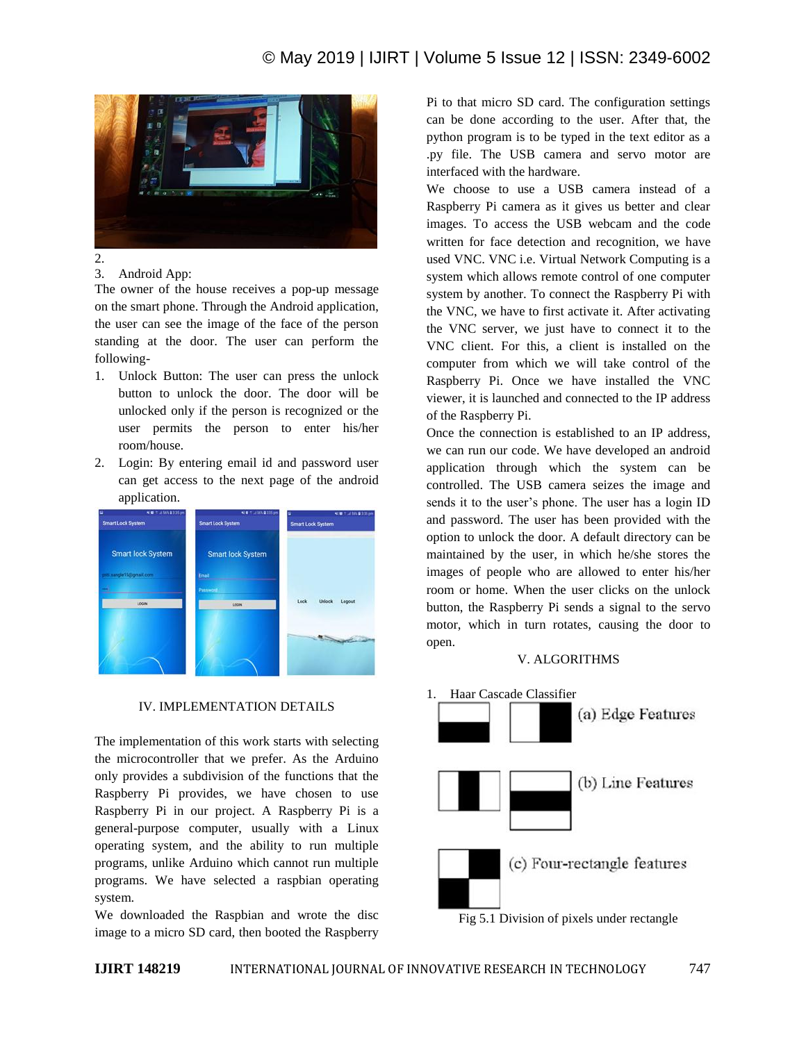2.

3. Android App:

The owner of the house receives a pop-up message on the smart phone. Through the Android application, the user can see the image of the face of the person standing at the door. The user can perform the following-

1. Unlock Button: The user can press the unlock button to unlock the door. The door will be unlocked only if the person is recognized or the user permits the person to enter his/her room/house.
2. Login: By entering email id and password user can get access to the next page of the android application.

## IV. IMPLEMENTATION DETAILS

The implementation of this work starts with selecting the microcontroller that we prefer. As the Arduino only provides a subdivision of the functions that the Raspberry Pi provides, we have chosen to use Raspberry Pi in our project. A Raspberry Pi is a general-purpose computer, usually with a Linux operating system, and the ability to run multiple programs, unlike Arduino which cannot run multiple programs. We have selected a raspbian operating system.

We downloaded the Raspbian and wrote the disc image to a micro SD card, then booted the Raspberry Pi to that micro SD card. The configuration settings can be done according to the user. After that, the python program is to be typed in the text editor as a .py file. The USB camera and servo motor are interfaced with the hardware.

We choose to use a USB camera instead of a Raspberry Pi camera as it gives us better and clear images. To access the USB webcam and the code written for face detection and recognition, we have used VNC. VNC i.e. Virtual Network Computing is a system which allows remote control of one computer system by another. To connect the Raspberry Pi with the VNC, we have to first activate it. After activating the VNC server, we just have to connect it to the VNC client. For this, a client is installed on the computer from which we will take control of the Raspberry Pi. Once we have installed the VNC viewer, it is launched and connected to the IP address of the Raspberry Pi.

Once the connection is established to an IP address, we can run our code. We have developed an android application through which the system can be controlled. The USB camera seizes the image and sends it to the user's phone. The user has a login ID and password. The user has been provided with the option to unlock the door. A default directory can be maintained by the user, in which he/she stores the images of people who are allowed to enter his/her room or home. When the user clicks on the unlock button, the Raspberry Pi sends a signal to the servo motor, which in turn rotates, causing the door to open.

## V. ALGORITHMS

1. Haar Cascade Classifier

(a) Edge Features

(b) Line Features

(c) Four-rectangle features

Fig 5.1 Division of pixels under rectangle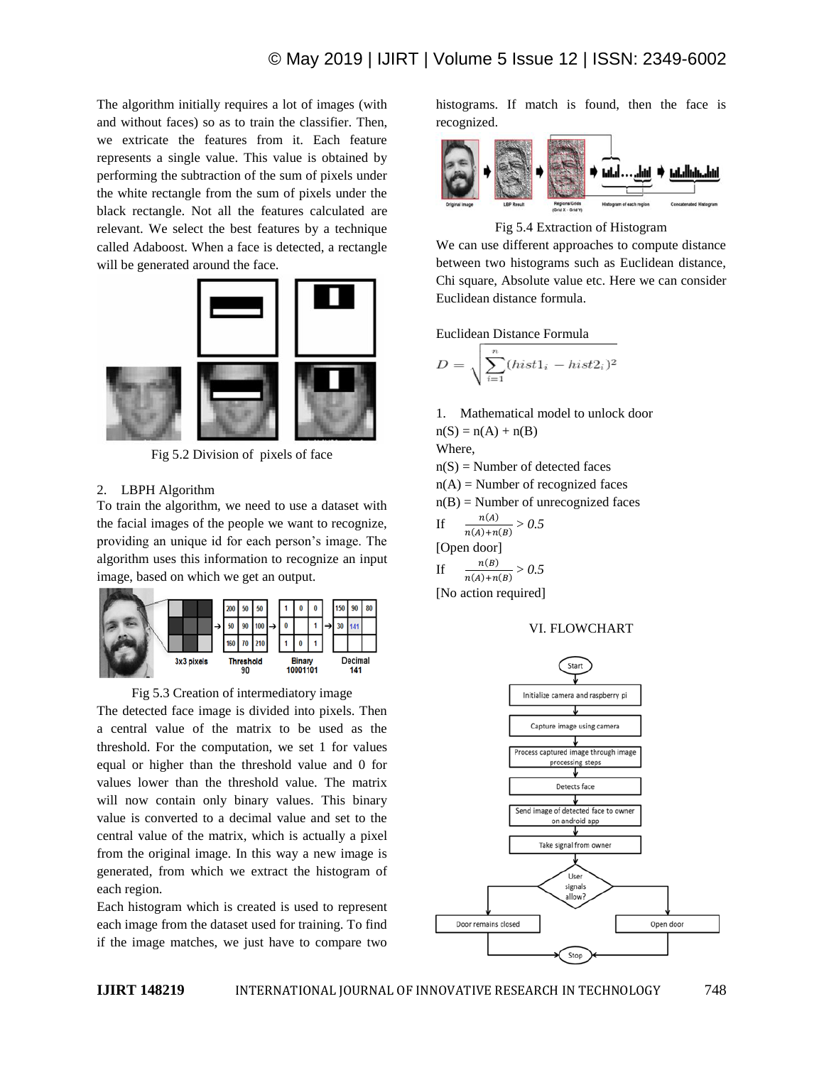The algorithm initially requires a lot of images (with and without faces) so as to train the classifier. Then, we extricate the features from it. Each feature represents a single value. This value is obtained by performing the subtraction of the sum of pixels under the white rectangle from the sum of pixels under the black rectangle. Not all the features calculated are relevant. We select the best features by a technique called Adaboost. When a face is detected, a rectangle will be generated around the face.

Fig 5.2 Division of pixels of face

2. LBPH Algorithm

To train the algorithm, we need to use a dataset with the facial images of the people we want to recognize, providing an unique id for each person's image. The algorithm uses this information to recognize an input image, based on which we get an output.

Fig 5.3 Creation of intermediatory image

The detected face image is divided into pixels. Then a central value of the matrix to be used as the threshold. For the computation, we set 1 for values equal or higher than the threshold value and 0 for values lower than the threshold value. The matrix will now contain only binary values. This binary value is converted to a decimal value and set to the central value of the matrix, which is actually a pixel from the original image. In this way a new image is generated, from which we extract the histogram of each region.

Each histogram which is created is used to represent each image from the dataset used for training. To find if the image matches, we just have to compare two histograms. If match is found, then the face is recognized.

Fig 5.4 Extraction of Histogram

We can use different approaches to compute distance between two histograms such as Euclidean distance, Chi square, Absolute value etc. Here we can consider Euclidean distance formula.

Euclidean Distance Formula

$$D = \sqrt{\sum_{i=1}^{n}(hist1_i - hist2_i)^2}$$

1. Mathematical model to unlock door

$n(S) = n(A) + n(B)$

Where,

$n(S)$ = Number of detected faces

$n(A)$ = Number of recognized faces

$n(B)$ = Number of unrecognized faces

If $\frac{n(A)}{n(A)+n(B)} > 0.5$

[Open door]

If $\frac{n(B)}{n(A)+n(B)} > 0.5$

[No action required]

## VI. FLOWCHART

Start

Initialize camera and raspberry pi

Capture image using camera

Process captured image through image processing steps

Detects face

Send image of detected face to owner on android app

Take signal from owner

User signals allow?

Door remains closed

Open door

Stop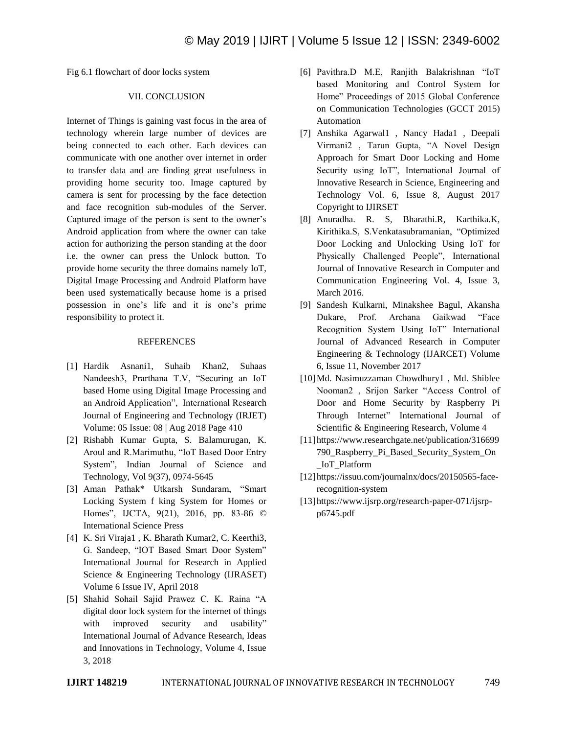Fig 6.1 flowchart of door locks system

## VII. CONCLUSION

Internet of Things is gaining vast focus in the area of technology wherein large number of devices are being connected to each other. Each devices can communicate with one another over internet in order to transfer data and are finding great usefulness in providing home security too. Image captured by camera is sent for processing by the face detection and face recognition sub-modules of the Server. Captured image of the person is sent to the owner's Android application from where the owner can take action for authorizing the person standing at the door i.e. the owner can press the Unlock button. To provide home security the three domains namely IoT, Digital Image Processing and Android Platform have been used systematically because home is a prised possession in one's life and it is one's prime responsibility to protect it.

## REFERENCES

[1] Hardik Asnani1, Suhaib Khan2, Suhaas Nandeesh3, Prarthana T.V, "Securing an IoT based Home using Digital Image Processing and an Android Application", International Research Journal of Engineering and Technology (IRJET) Volume: 05 Issue: 08 | Aug 2018 Page 410

[2] Rishabh Kumar Gupta, S. Balamurugan, K. Aroul and R.Marimuthu, "IoT Based Door Entry System", Indian Journal of Science and Technology, Vol 9(37), 0974-5645

[3] Aman Pathak* Utkarsh Sundaram, "Smart Locking System f king System for Homes or Homes", IJCTA, 9(21), 2016, pp. 83-86 © International Science Press

[4] K. Sri Viraja1 , K. Bharath Kumar2, C. Keerthi3, G. Sandeep, "IOT Based Smart Door System" International Journal for Research in Applied Science & Engineering Technology (IJRASET) Volume 6 Issue IV, April 2018

[5] Shahid Sohail Sajid Prawez C. K. Raina "A digital door lock system for the internet of things with improved security and usability" International Journal of Advance Research, Ideas and Innovations in Technology, Volume 4, Issue 3, 2018

[6] Pavithra.D M.E, Ranjith Balakrishnan "IoT based Monitoring and Control System for Home" Proceedings of 2015 Global Conference on Communication Technologies (GCCT 2015) Automation

[7] Anshika Agarwal1 , Nancy Hada1 , Deepali Virmani2 , Tarun Gupta, "A Novel Design Approach for Smart Door Locking and Home Security using IoT", International Journal of Innovative Research in Science, Engineering and Technology Vol. 6, Issue 8, August 2017 Copyright to IJIRSET

[8] Anuradha. R. S, Bharathi.R, Karthika.K, Kirithika.S, S.Venkatasubramanian, "Optimized Door Locking and Unlocking Using IoT for Physically Challenged People", International Journal of Innovative Research in Computer and Communication Engineering Vol. 4, Issue 3, March 2016.

[9] Sandesh Kulkarni, Minakshee Bagul, Akansha Dukare, Prof. Archana Gaikwad "Face Recognition System Using IoT" International Journal of Advanced Research in Computer Engineering & Technology (IJARCET) Volume 6, Issue 11, November 2017

[10] Md. Nasimuzzaman Chowdhury1 , Md. Shiblee Nooman2 , Srijon Sarker "Access Control of Door and Home Security by Raspberry Pi Through Internet" International Journal of Scientific & Engineering Research, Volume 4

[11] https://www.researchgate.net/publication/316699790_Raspberry_Pi_Based_Security_System_On_IoT_Platform

[12] https://issuu.com/journalnx/docs/20150565-face-recognition-system

[13] https://www.ijsrp.org/research-paper-071/ijsrp-p6745.pdf